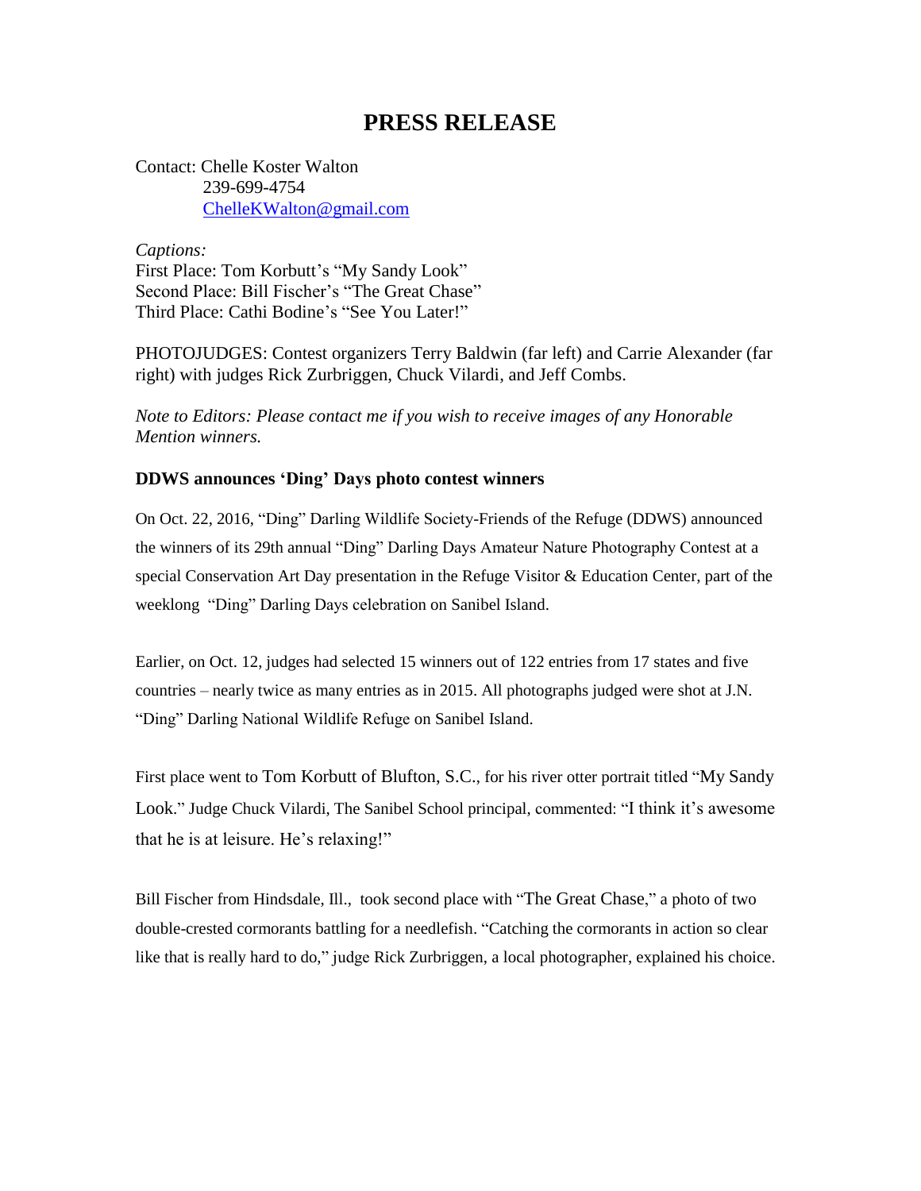# PRESS RELEASE

Contact: Chelle Koster Walton
239-699-4754
ChelleKWalton@gmail.com

*Captions:*
First Place: Tom Korbutt's "My Sandy Look"
Second Place: Bill Fischer's "The Great Chase"
Third Place: Cathi Bodine's "See You Later!"

PHOTOJUDGES: Contest organizers Terry Baldwin (far left) and Carrie Alexander (far right) with judges Rick Zurbriggen, Chuck Vilardi, and Jeff Combs.

*Note to Editors: Please contact me if you wish to receive images of any Honorable Mention winners.*

**DDWS announces 'Ding' Days photo contest winners**

On Oct. 22, 2016, "Ding" Darling Wildlife Society-Friends of the Refuge (DDWS) announced the winners of its 29th annual "Ding" Darling Days Amateur Nature Photography Contest at a special Conservation Art Day presentation in the Refuge Visitor & Education Center, part of the weeklong "Ding" Darling Days celebration on Sanibel Island.

Earlier, on Oct. 12, judges had selected 15 winners out of 122 entries from 17 states and five countries – nearly twice as many entries as in 2015. All photographs judged were shot at J.N. "Ding" Darling National Wildlife Refuge on Sanibel Island.

First place went to Tom Korbutt of Blufton, S.C., for his river otter portrait titled "My Sandy Look." Judge Chuck Vilardi, The Sanibel School principal, commented: "I think it's awesome that he is at leisure. He's relaxing!"

Bill Fischer from Hindsdale, Ill., took second place with "The Great Chase," a photo of two double-crested cormorants battling for a needlefish. "Catching the cormorants in action so clear like that is really hard to do," judge Rick Zurbriggen, a local photographer, explained his choice.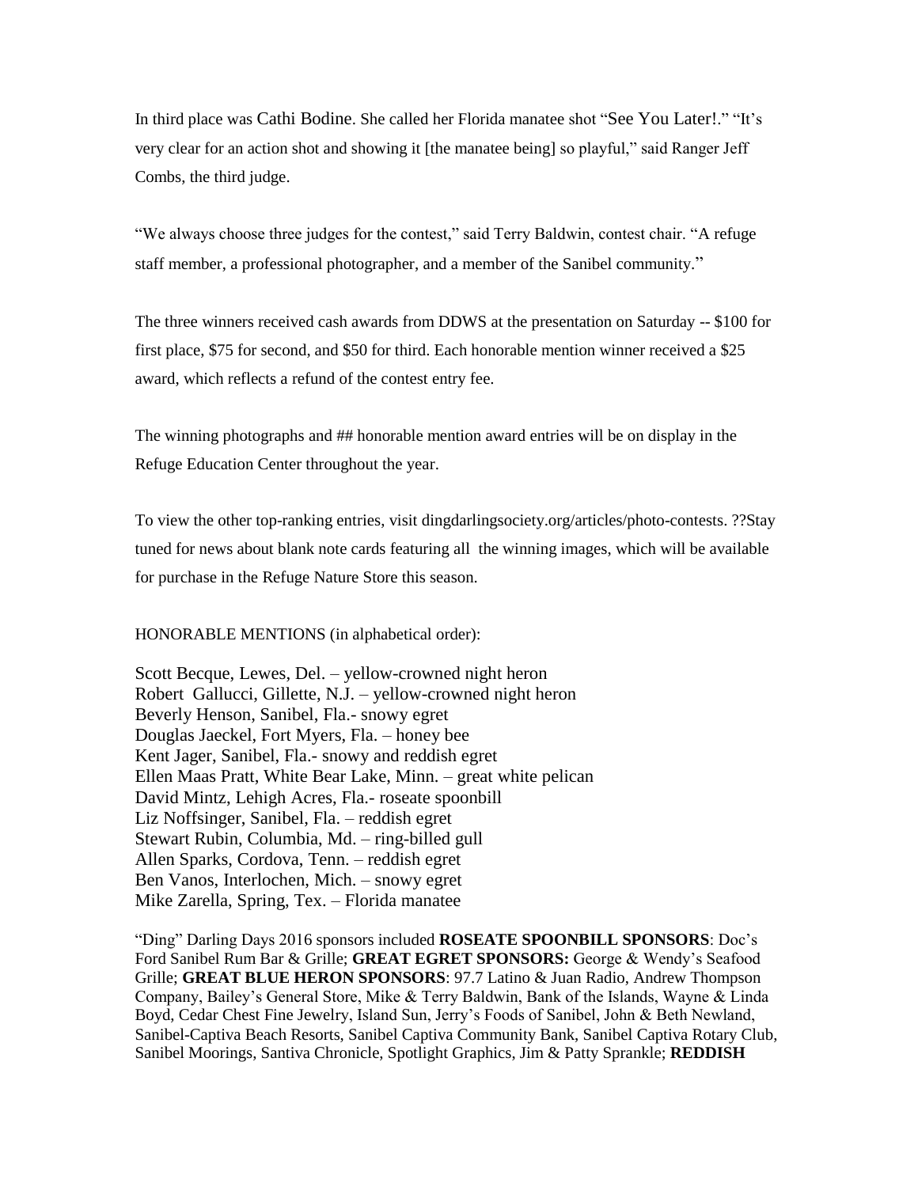In third place was Cathi Bodine. She called her Florida manatee shot "See You Later!." "It's very clear for an action shot and showing it [the manatee being] so playful," said Ranger Jeff Combs, the third judge.

"We always choose three judges for the contest," said Terry Baldwin, contest chair. "A refuge staff member, a professional photographer, and a member of the Sanibel community."

The three winners received cash awards from DDWS at the presentation on Saturday -- $100 for first place, $75 for second, and $50 for third. Each honorable mention winner received a $25 award, which reflects a refund of the contest entry fee.

The winning photographs and ## honorable mention award entries will be on display in the Refuge Education Center throughout the year.

To view the other top-ranking entries, visit dingdarlingsociety.org/articles/photo-contests. ??Stay tuned for news about blank note cards featuring all the winning images, which will be available for purchase in the Refuge Nature Store this season.

HONORABLE MENTIONS (in alphabetical order):

Scott Becque, Lewes, Del. – yellow-crowned night heron
Robert Gallucci, Gillette, N.J. – yellow-crowned night heron
Beverly Henson, Sanibel, Fla.- snowy egret
Douglas Jaeckel, Fort Myers, Fla. – honey bee
Kent Jager, Sanibel, Fla.- snowy and reddish egret
Ellen Maas Pratt, White Bear Lake, Minn. – great white pelican
David Mintz, Lehigh Acres, Fla.- roseate spoonbill
Liz Noffsinger, Sanibel, Fla. – reddish egret
Stewart Rubin, Columbia, Md. – ring-billed gull
Allen Sparks, Cordova, Tenn. – reddish egret
Ben Vanos, Interlochen, Mich. – snowy egret
Mike Zarella, Spring, Tex. – Florida manatee

"Ding" Darling Days 2016 sponsors included **ROSEATE SPOONBILL SPONSORS**: Doc's Ford Sanibel Rum Bar & Grille; **GREAT EGRET SPONSORS:** George & Wendy's Seafood Grille; **GREAT BLUE HERON SPONSORS**: 97.7 Latino & Juan Radio, Andrew Thompson Company, Bailey's General Store, Mike & Terry Baldwin, Bank of the Islands, Wayne & Linda Boyd, Cedar Chest Fine Jewelry, Island Sun, Jerry's Foods of Sanibel, John & Beth Newland, Sanibel-Captiva Beach Resorts, Sanibel Captiva Community Bank, Sanibel Captiva Rotary Club, Sanibel Moorings, Santiva Chronicle, Spotlight Graphics, Jim & Patty Sprankle; **REDDISH**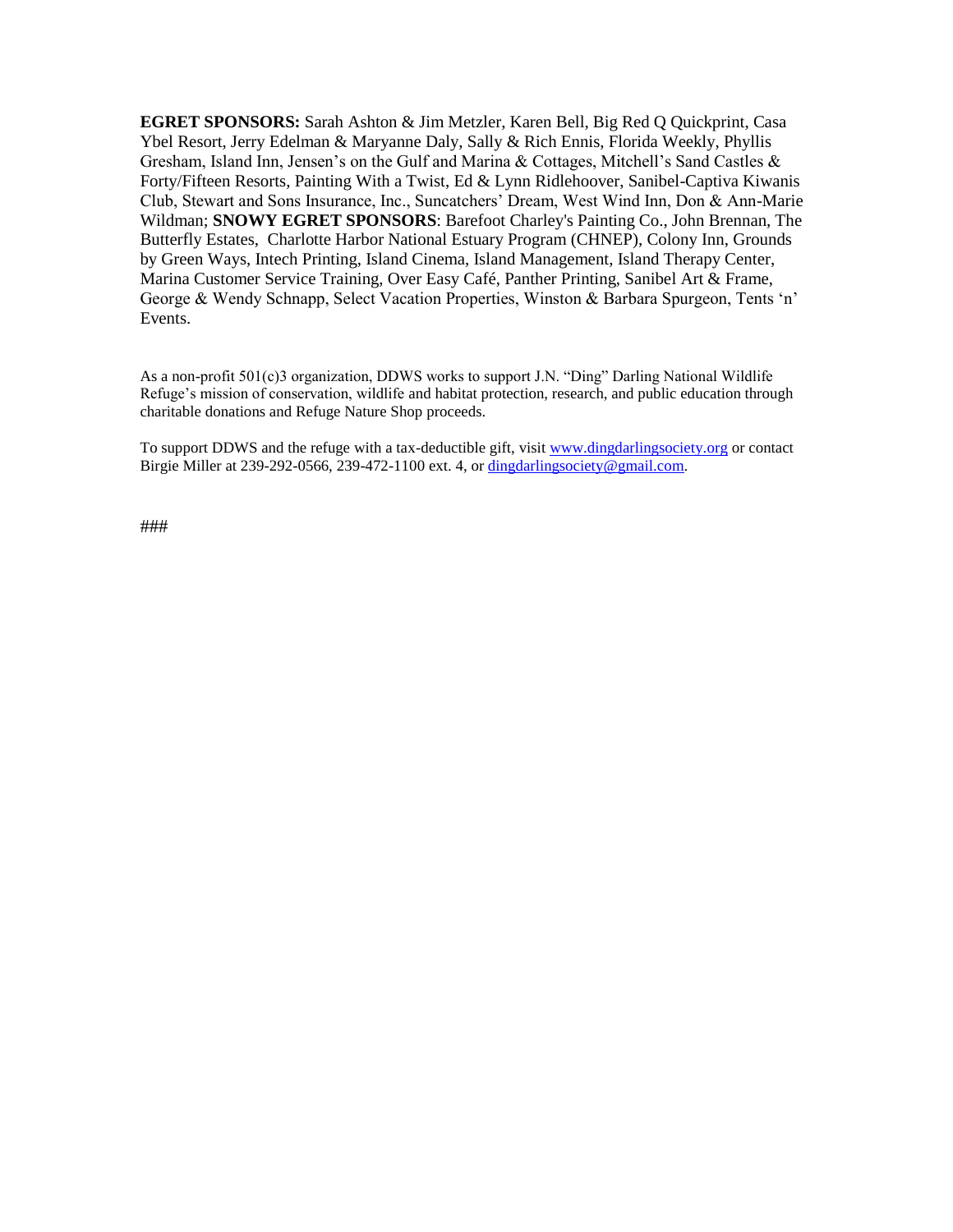**EGRET SPONSORS:** Sarah Ashton & Jim Metzler, Karen Bell, Big Red Q Quickprint, Casa Ybel Resort, Jerry Edelman & Maryanne Daly, Sally & Rich Ennis, Florida Weekly, Phyllis Gresham, Island Inn, Jensen's on the Gulf and Marina & Cottages, Mitchell's Sand Castles & Forty/Fifteen Resorts, Painting With a Twist, Ed & Lynn Ridlehoover, Sanibel-Captiva Kiwanis Club, Stewart and Sons Insurance, Inc., Suncatchers' Dream, West Wind Inn, Don & Ann-Marie Wildman; **SNOWY EGRET SPONSORS**: Barefoot Charley's Painting Co., John Brennan, The Butterfly Estates, Charlotte Harbor National Estuary Program (CHNEP), Colony Inn, Grounds by Green Ways, Intech Printing, Island Cinema, Island Management, Island Therapy Center, Marina Customer Service Training, Over Easy Café, Panther Printing, Sanibel Art & Frame, George & Wendy Schnapp, Select Vacation Properties, Winston & Barbara Spurgeon, Tents 'n' Events.

As a non-profit 501(c)3 organization, DDWS works to support J.N. "Ding" Darling National Wildlife Refuge's mission of conservation, wildlife and habitat protection, research, and public education through charitable donations and Refuge Nature Shop proceeds.

To support DDWS and the refuge with a tax-deductible gift, visit www.dingdarlingsociety.org or contact Birgie Miller at 239-292-0566, 239-472-1100 ext. 4, or dingdarlingsociety@gmail.com.

###